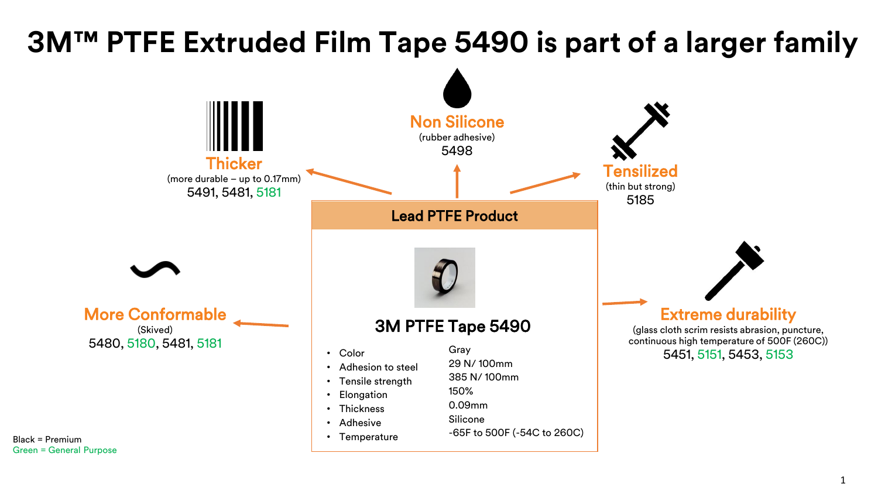# 3M™ PTFE Extruded Film Tape 5490 is part of a larger family

## Lead PTFE Product

### 3M PTFE Tape 5490

| Property | Value |
|---|---|
| Color | Gray |
| Adhesion to steel | 29 N/ 100mm |
| Tensile strength | 385 N/ 100mm |
| Elongation | 150% |
| Thickness | 0.09mm |
| Adhesive | Silicone |
| Temperature | -65F to 500F (-54C to 260C) |

### Thicker
(more durable – up to 0.17mm)

5491, 5481, 5181

### Non Silicone
(rubber adhesive)

5498

### Tensilized
(thin but strong)

5185

### More Conformable
(Skived)

5480, 5180, 5481, 5181

### Extreme durability
(glass cloth scrim resists abrasion, puncture, continuous high temperature of 500F (260C))

5451, 5151, 5453, 5153

Black = Premium
Green = General Purpose

(General Purpose products: 5181, 5180, 5151, 5153)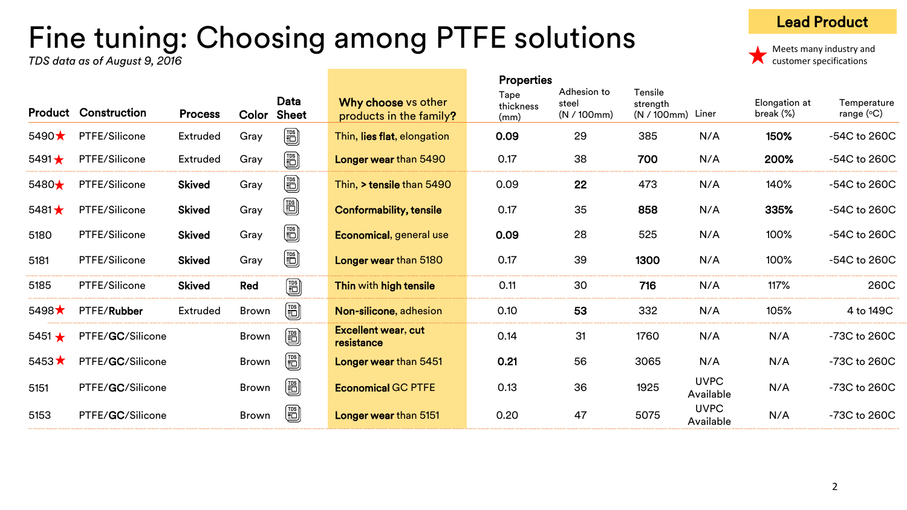# Fine tuning: Choosing among PTFE solutions

*TDS data as of August 9, 2016*

**Lead Product**

★ Meets many industry and customer specifications

| Product | Construction | Process | Color | Data Sheet | Why choose vs other products in the family? | Properties: Tape thickness (mm) | Adhesion to steel (N / 100mm) | Tensile strength (N / 100mm) | Liner | Elongation at break (%) | Temperature range (°C) |
|---|---|---|---|---|---|---|---|---|---|---|---|
| 5490★ | PTFE/Silicone | Extruded | Gray | TDS | Thin, **lies flat**, elongation | **0.09** | 29 | 385 | N/A | **150%** | -54C to 260C |
| 5491★ | PTFE/Silicone | Extruded | Gray | TDS | **Longer wear** than 5490 | 0.17 | 38 | **700** | N/A | **200%** | -54C to 260C |
| 5480★ | PTFE/Silicone | **Skived** | Gray | TDS | Thin, **> tensile** than 5490 | 0.09 | **22** | 473 | N/A | 140% | -54C to 260C |
| 5481★ | PTFE/Silicone | **Skived** | Gray | TDS | **Conformability, tensile** | 0.17 | 35 | **858** | N/A | **335%** | -54C to 260C |
| 5180 | PTFE/Silicone | **Skived** | Gray | TDS | **Economical**, general use | **0.09** | 28 | 525 | N/A | 100% | -54C to 260C |
| 5181 | PTFE/Silicone | **Skived** | Gray | TDS | **Longer wear** than 5180 | 0.17 | 39 | **1300** | N/A | 100% | -54C to 260C |
| 5185 | PTFE/Silicone | **Skived** | **Red** | TDS | **Thin** with **high tensile** | 0.11 | 30 | **716** | N/A | 117% | 260C |
| 5498★ | PTFE/**Rubber** | Extruded | Brown | TDS | **Non-silicone**, adhesion | 0.10 | **53** | 332 | N/A | 105% | 4 to 149C |
| 5451★ | PTFE/**GC**/Silicone | | Brown | TDS | **Excellent wear, cut resistance** | 0.14 | 31 | 1760 | N/A | N/A | -73C to 260C |
| 5453★ | PTFE/**GC**/Silicone | | Brown | TDS | **Longer wear** than 5451 | **0.21** | 56 | 3065 | N/A | N/A | -73C to 260C |
| 5151 | PTFE/**GC**/Silicone | | Brown | TDS | **Economical** GC PTFE | 0.13 | 36 | 1925 | UVPC Available | N/A | -73C to 260C |
| 5153 | PTFE/**GC**/Silicone | | Brown | TDS | **Longer wear** than 5151 | 0.20 | 47 | 5075 | UVPC Available | N/A | -73C to 260C |